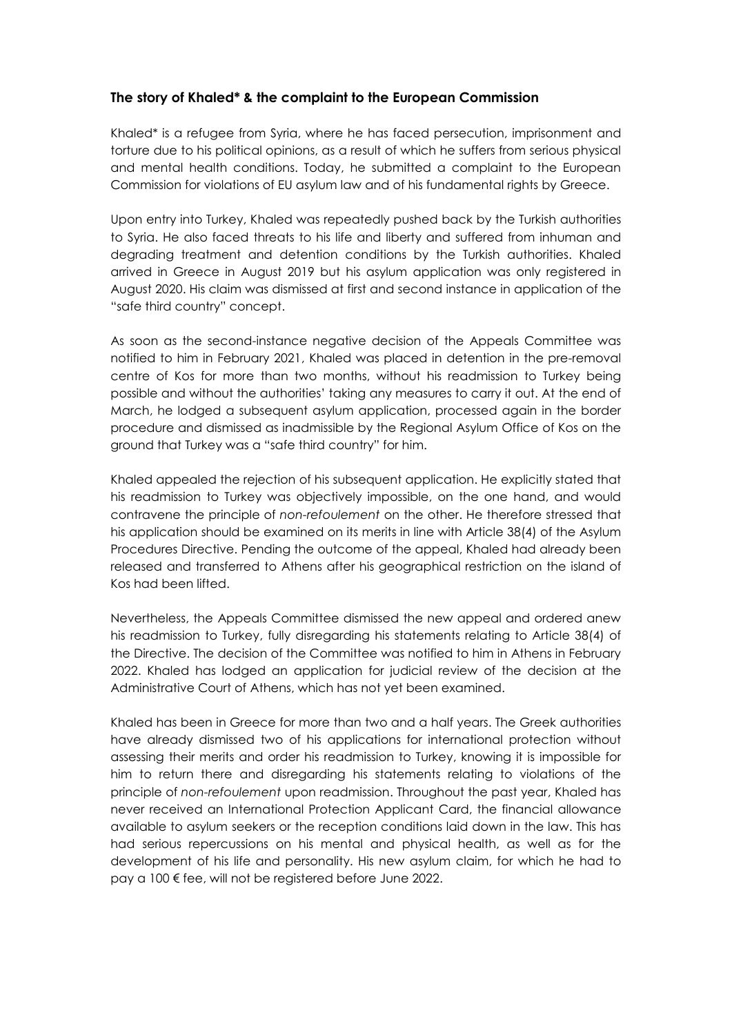## **The story of Khaled* & the complaint to the European Commission**

Khaled* is a refugee from Syria, where he has faced persecution, imprisonment and torture due to his political opinions, as a result of which he suffers from serious physical and mental health conditions. Today, he submitted a complaint to the European Commission for violations of EU asylum law and of his fundamental rights by Greece.

Upon entry into Turkey, Khaled was repeatedly pushed back by the Turkish authorities to Syria. He also faced threats to his life and liberty and suffered from inhuman and degrading treatment and detention conditions by the Turkish authorities. Khaled arrived in Greece in August 2019 but his asylum application was only registered in August 2020. His claim was dismissed at first and second instance in application of the "safe third country" concept.

As soon as the second-instance negative decision of the Appeals Committee was notified to him in February 2021, Khaled was placed in detention in the pre-removal centre of Kos for more than two months, without his readmission to Turkey being possible and without the authorities' taking any measures to carry it out. At the end of March, he lodged a subsequent asylum application, processed again in the border procedure and dismissed as inadmissible by the Regional Asylum Office of Kos on the ground that Turkey was a "safe third country" for him.

Khaled appealed the rejection of his subsequent application. He explicitly stated that his readmission to Turkey was objectively impossible, on the one hand, and would contravene the principle of *non-refoulement* on the other. He therefore stressed that his application should be examined on its merits in line with Article 38(4) of the Asylum Procedures Directive. Pending the outcome of the appeal, Khaled had already been released and transferred to Athens after his geographical restriction on the island of Kos had been lifted.

Nevertheless, the Appeals Committee dismissed the new appeal and ordered anew his readmission to Turkey, fully disregarding his statements relating to Article 38(4) of the Directive. The decision of the Committee was notified to him in Athens in February 2022. Khaled has lodged an application for judicial review of the decision at the Administrative Court of Athens, which has not yet been examined.

Khaled has been in Greece for more than two and a half years. The Greek authorities have already dismissed two of his applications for international protection without assessing their merits and order his readmission to Turkey, knowing it is impossible for him to return there and disregarding his statements relating to violations of the principle of *non-refoulement* upon readmission. Throughout the past year, Khaled has never received an International Protection Applicant Card, the financial allowance available to asylum seekers or the reception conditions laid down in the law. This has had serious repercussions on his mental and physical health, as well as for the development of his life and personality. His new asylum claim, for which he had to pay a 100 € fee, will not be registered before June 2022.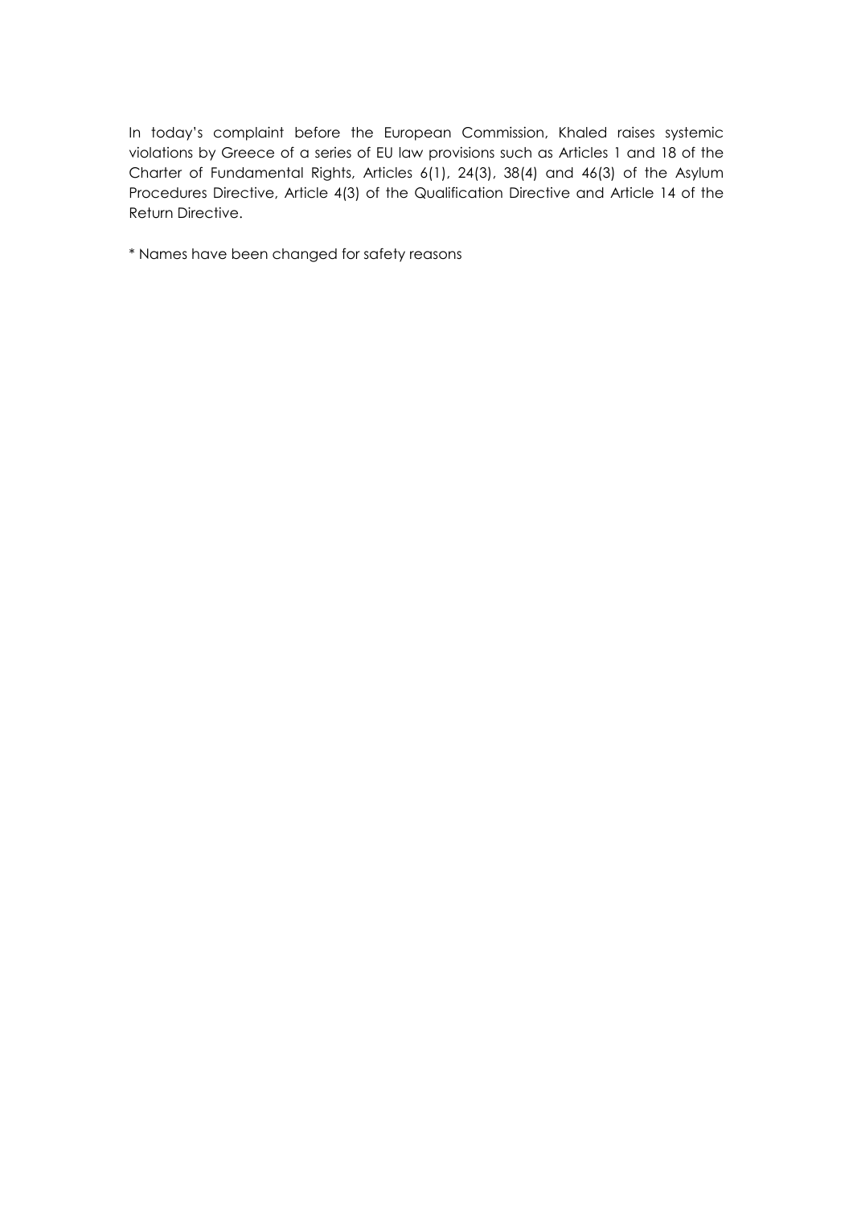In today's complaint before the European Commission, Khaled raises systemic violations by Greece of a series of EU law provisions such as Articles 1 and 18 of the Charter of Fundamental Rights, Articles 6(1), 24(3), 38(4) and 46(3) of the Asylum Procedures Directive, Article 4(3) of the Qualification Directive and Article 14 of the Return Directive.

* Names have been changed for safety reasons